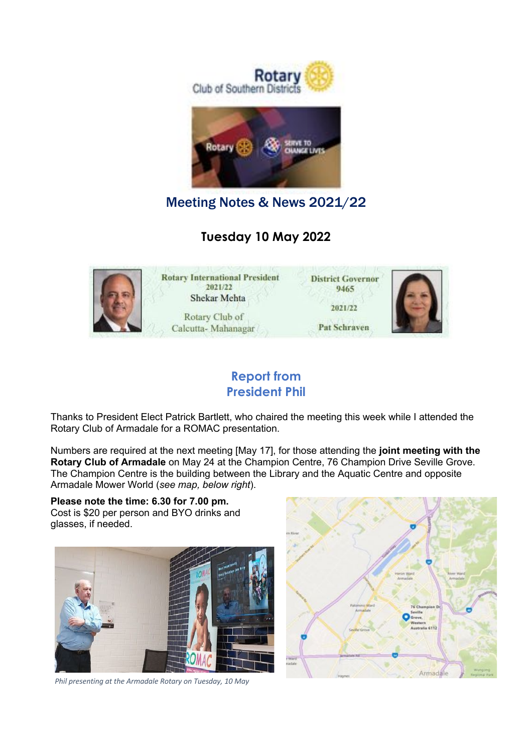Rotary Club of Southern Districts

# Meeting Notes & News 2021/22

## Tuesday 10 May 2022

Rotary International President 2021/22
Shekar Mehta
Rotary Club of Calcutta- Mahanagar

District Governor 9465
2021/22
Pat Schraven

## Report from President Phil

Thanks to President Elect Patrick Bartlett, who chaired the meeting this week while I attended the Rotary Club of Armadale for a ROMAC presentation.

Numbers are required at the next meeting [May 17], for those attending the **joint meeting with the Rotary Club of Armadale** on May 24 at the Champion Centre, 76 Champion Drive Seville Grove. The Champion Centre is the building between the Library and the Aquatic Centre and opposite Armadale Mower World (*see map, below right*).

**Please note the time: 6.30 for 7.00 pm.**
Cost is $20 per person and BYO drinks and glasses, if needed.

*Phil presenting at the Armadale Rotary on Tuesday, 10 May*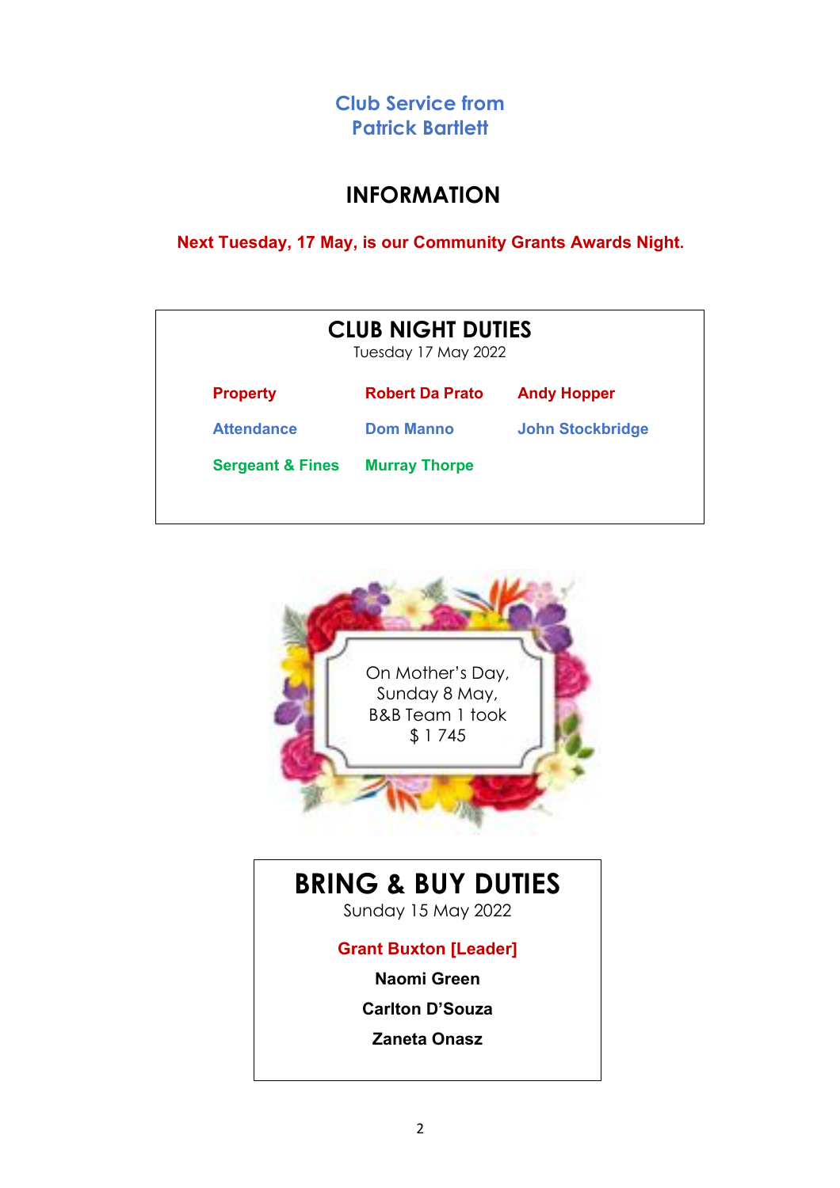## Club Service from Patrick Bartlett

# INFORMATION

**Next Tuesday, 17 May, is our Community Grants Awards Night.**

## CLUB NIGHT DUTIES

Tuesday 17 May 2022

| | | |
|---|---|---|
| **Property** | **Robert Da Prato** | **Andy Hopper** |
| **Attendance** | **Dom Manno** | **John Stockbridge** |
| **Sergeant & Fines** | **Murray Thorpe** | |

On Mother's Day, Sunday 8 May, B&B Team 1 took $ 1 745

## BRING & BUY DUTIES

Sunday 15 May 2022

**Grant Buxton [Leader]**

**Naomi Green**

**Carlton D'Souza**

**Zaneta Onasz**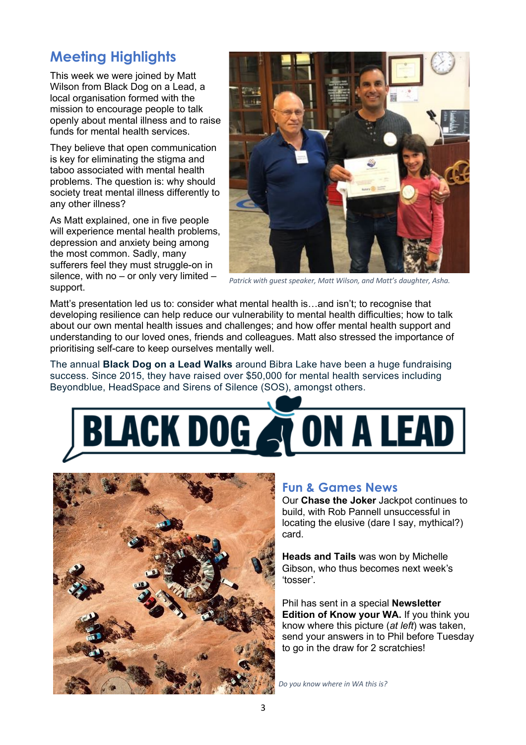## Meeting Highlights

This week we were joined by Matt Wilson from Black Dog on a Lead, a local organisation formed with the mission to encourage people to talk openly about mental illness and to raise funds for mental health services.

They believe that open communication is key for eliminating the stigma and taboo associated with mental health problems. The question is: why should society treat mental illness differently to any other illness?

As Matt explained, one in five people will experience mental health problems, depression and anxiety being among the most common. Sadly, many sufferers feel they must struggle-on in silence, with no – or only very limited – support.

*Patrick with guest speaker, Matt Wilson, and Matt's daughter, Asha.*

Matt's presentation led us to: consider what mental health is…and isn't; to recognise that developing resilience can help reduce our vulnerability to mental health difficulties; how to talk about our own mental health issues and challenges; and how offer mental health support and understanding to our loved ones, friends and colleagues. Matt also stressed the importance of prioritising self-care to keep ourselves mentally well.

The annual **Black Dog on a Lead Walks** around Bibra Lake have been a huge fundraising success. Since 2015, they have raised over $50,000 for mental health services including Beyondblue, HeadSpace and Sirens of Silence (SOS), amongst others.

BLACK DOG ON A LEAD

## Fun & Games News

Our **Chase the Joker** Jackpot continues to build, with Rob Pannell unsuccessful in locating the elusive (dare I say, mythical?) card.

**Heads and Tails** was won by Michelle Gibson, who thus becomes next week's 'tosser'.

Phil has sent in a special **Newsletter Edition of Know your WA.** If you think you know where this picture (*at left*) was taken, send your answers in to Phil before Tuesday to go in the draw for 2 scratchies!

*Do you know where in WA this is?*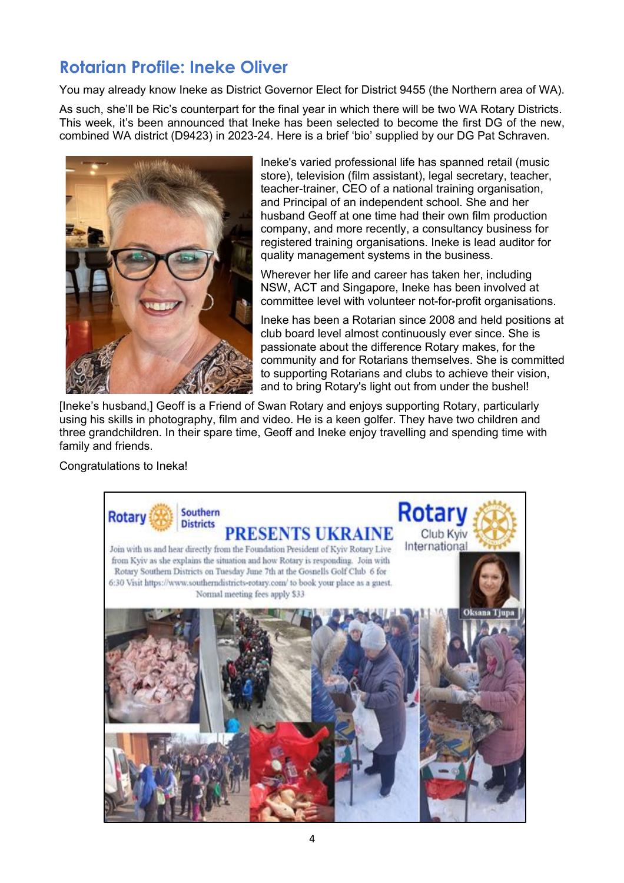## Rotarian Profile: Ineke Oliver

You may already know Ineke as District Governor Elect for District 9455 (the Northern area of WA).

As such, she'll be Ric's counterpart for the final year in which there will be two WA Rotary Districts. This week, it's been announced that Ineke has been selected to become the first DG of the new, combined WA district (D9423) in 2023-24. Here is a brief 'bio' supplied by our DG Pat Schraven.

Ineke's varied professional life has spanned retail (music store), television (film assistant), legal secretary, teacher, teacher-trainer, CEO of a national training organisation, and Principal of an independent school. She and her husband Geoff at one time had their own film production company, and more recently, a consultancy business for registered training organisations. Ineke is lead auditor for quality management systems in the business.

Wherever her life and career has taken her, including NSW, ACT and Singapore, Ineke has been involved at committee level with volunteer not-for-profit organisations.

Ineke has been a Rotarian since 2008 and held positions at club board level almost continuously ever since. She is passionate about the difference Rotary makes, for the community and for Rotarians themselves. She is committed to supporting Rotarians and clubs to achieve their vision, and to bring Rotary's light out from under the bushel!

[Ineke's husband,] Geoff is a Friend of Swan Rotary and enjoys supporting Rotary, particularly using his skills in photography, film and video. He is a keen golfer. They have two children and three grandchildren. In their spare time, Geoff and Ineke enjoy travelling and spending time with family and friends.

Congratulations to Ineka!

Rotary Southern Districts **PRESENTS UKRAINE**

Rotary Club Kyiv International

Join with us and hear directly from the Foundation President of Kyiv Rotary Live from Kyiv as she explains the situation and how Rotary is responding. Join with Rotary Southern Districts on Tuesday June 7th at the Gosnells Golf Club 6 for 6:30 Visit https://www.southerndistricts-rotary.com/ to book your place as a guest. Normal meeting fees apply $33

Oksana Tjupa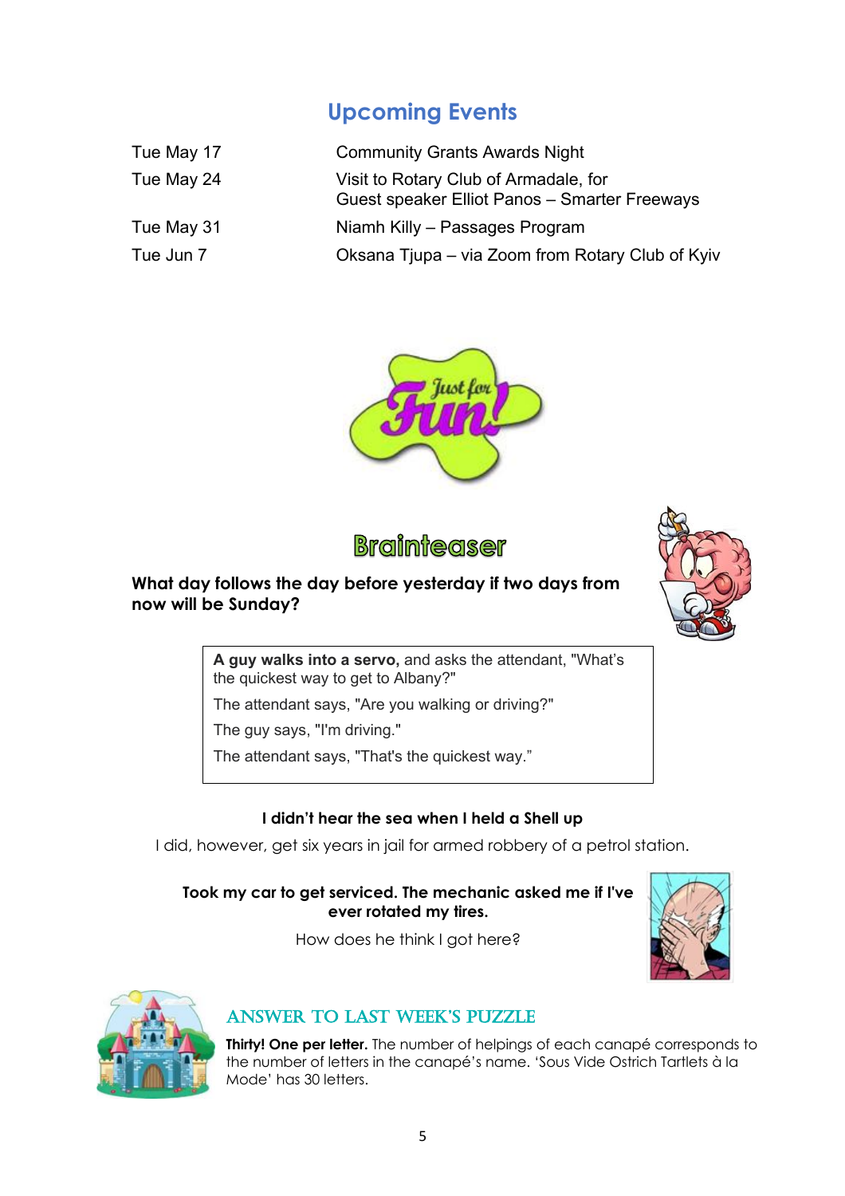## Upcoming Events

| | |
|---|---|
| Tue May 17 | Community Grants Awards Night |
| Tue May 24 | Visit to Rotary Club of Armadale, for Guest speaker Elliot Panos – Smarter Freeways |
| Tue May 31 | Niamh Killy – Passages Program |
| Tue Jun 7 | Oksana Tjupa – via Zoom from Rotary Club of Kyiv |

## Just for Fun!

### Brainteaser

**What day follows the day before yesterday if two days from now will be Sunday?**

**A guy walks into a servo,** and asks the attendant, "What's the quickest way to get to Albany?"

The attendant says, "Are you walking or driving?"

The guy says, "I'm driving."

The attendant says, "That's the quickest way."

**I didn't hear the sea when I held a Shell up**

I did, however, get six years in jail for armed robbery of a petrol station.

**Took my car to get serviced. The mechanic asked me if I've ever rotated my tires.**

How does he think I got here?

### Answer to Last Week's Puzzle

**Thirty! One per letter.** The number of helpings of each canapé corresponds to the number of letters in the canapé's name. 'Sous Vide Ostrich Tartlets à la Mode' has 30 letters.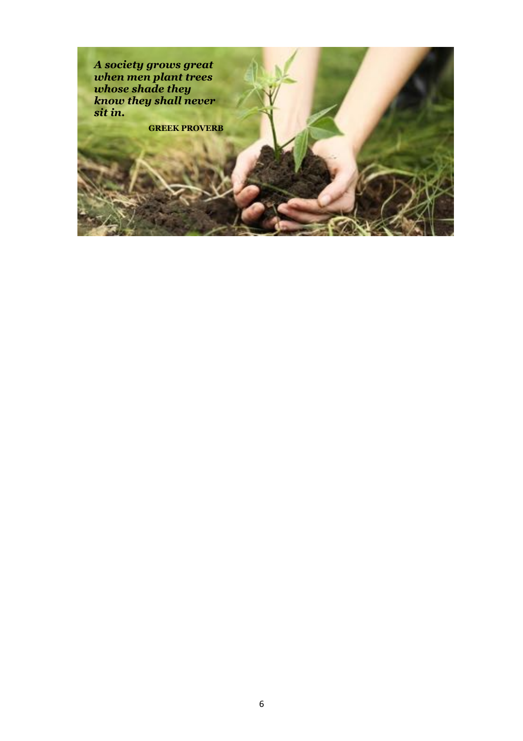***A society grows great when men plant trees whose shade they know they shall never sit in.***

**GREEK PROVERB**